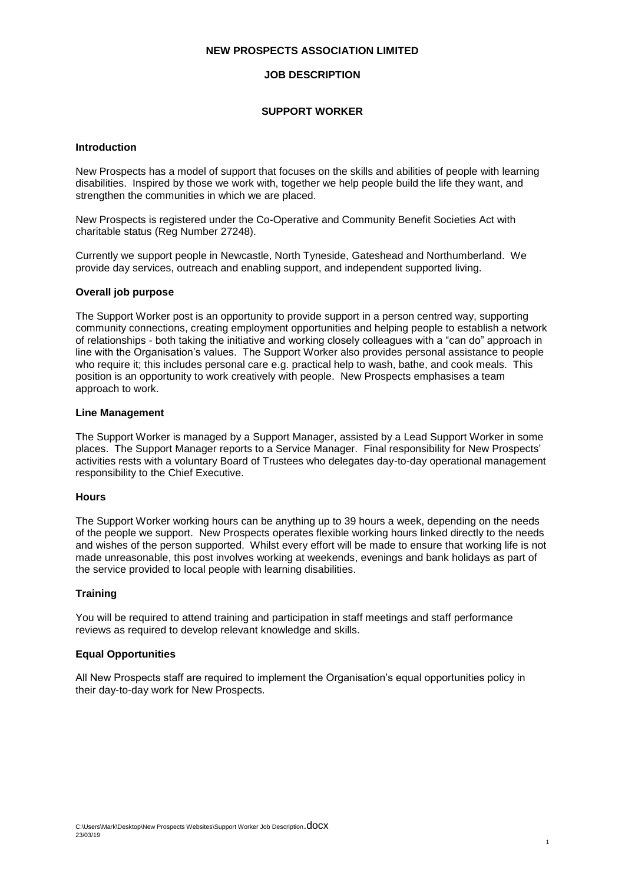**NEW PROSPECTS ASSOCIATION LIMITED**

**JOB DESCRIPTION**

**SUPPORT WORKER**

### Introduction

New Prospects has a model of support that focuses on the skills and abilities of people with learning disabilities. Inspired by those we work with, together we help people build the life they want, and strengthen the communities in which we are placed.

New Prospects is registered under the Co-Operative and Community Benefit Societies Act with charitable status (Reg Number 27248).

Currently we support people in Newcastle, North Tyneside, Gateshead and Northumberland. We provide day services, outreach and enabling support, and independent supported living.

### Overall job purpose

The Support Worker post is an opportunity to provide support in a person centred way, supporting community connections, creating employment opportunities and helping people to establish a network of relationships - both taking the initiative and working closely colleagues with a "can do" approach in line with the Organisation's values. The Support Worker also provides personal assistance to people who require it; this includes personal care e.g. practical help to wash, bathe, and cook meals. This position is an opportunity to work creatively with people. New Prospects emphasises a team approach to work.

### Line Management

The Support Worker is managed by a Support Manager, assisted by a Lead Support Worker in some places. The Support Manager reports to a Service Manager. Final responsibility for New Prospects' activities rests with a voluntary Board of Trustees who delegates day-to-day operational management responsibility to the Chief Executive.

### Hours

The Support Worker working hours can be anything up to 39 hours a week, depending on the needs of the people we support. New Prospects operates flexible working hours linked directly to the needs and wishes of the person supported. Whilst every effort will be made to ensure that working life is not made unreasonable, this post involves working at weekends, evenings and bank holidays as part of the service provided to local people with learning disabilities.

### Training

You will be required to attend training and participation in staff meetings and staff performance reviews as required to develop relevant knowledge and skills.

### Equal Opportunities

All New Prospects staff are required to implement the Organisation's equal opportunities policy in their day-to-day work for New Prospects.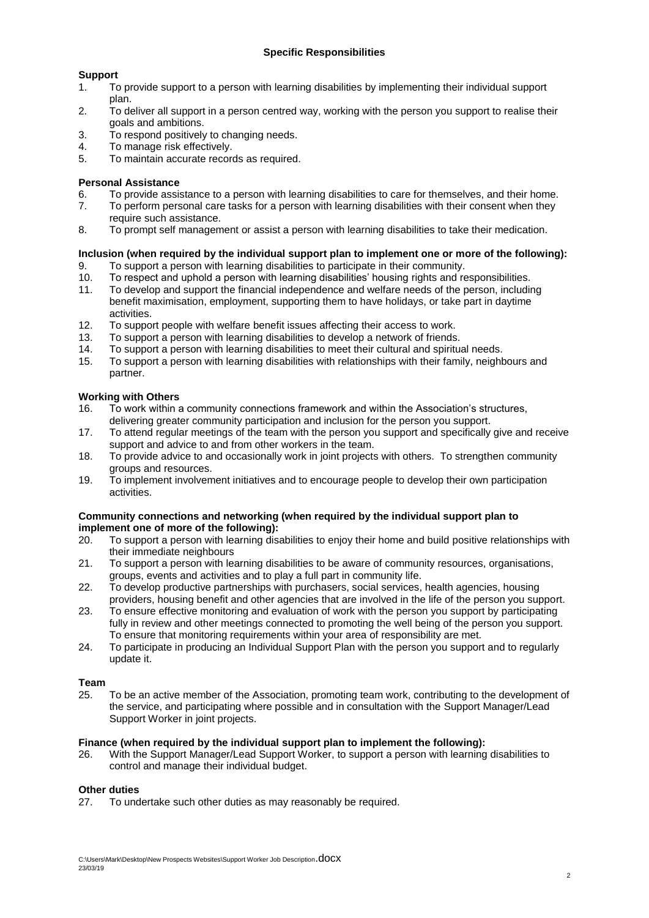## Specific Responsibilities

### Support

1. To provide support to a person with learning disabilities by implementing their individual support plan.
2. To deliver all support in a person centred way, working with the person you support to realise their goals and ambitions.
3. To respond positively to changing needs.
4. To manage risk effectively.
5. To maintain accurate records as required.

### Personal Assistance

6. To provide assistance to a person with learning disabilities to care for themselves, and their home.
7. To perform personal care tasks for a person with learning disabilities with their consent when they require such assistance.
8. To prompt self management or assist a person with learning disabilities to take their medication.

### Inclusion (when required by the individual support plan to implement one or more of the following):

9. To support a person with learning disabilities to participate in their community.
10. To respect and uphold a person with learning disabilities' housing rights and responsibilities.
11. To develop and support the financial independence and welfare needs of the person, including benefit maximisation, employment, supporting them to have holidays, or take part in daytime activities.
12. To support people with welfare benefit issues affecting their access to work.
13. To support a person with learning disabilities to develop a network of friends.
14. To support a person with learning disabilities to meet their cultural and spiritual needs.
15. To support a person with learning disabilities with relationships with their family, neighbours and partner.

### Working with Others

16. To work within a community connections framework and within the Association's structures, delivering greater community participation and inclusion for the person you support.
17. To attend regular meetings of the team with the person you support and specifically give and receive support and advice to and from other workers in the team.
18. To provide advice to and occasionally work in joint projects with others. To strengthen community groups and resources.
19. To implement involvement initiatives and to encourage people to develop their own participation activities.

### Community connections and networking (when required by the individual support plan to implement one of more of the following):

20. To support a person with learning disabilities to enjoy their home and build positive relationships with their immediate neighbours
21. To support a person with learning disabilities to be aware of community resources, organisations, groups, events and activities and to play a full part in community life.
22. To develop productive partnerships with purchasers, social services, health agencies, housing providers, housing benefit and other agencies that are involved in the life of the person you support.
23. To ensure effective monitoring and evaluation of work with the person you support by participating fully in review and other meetings connected to promoting the well being of the person you support. To ensure that monitoring requirements within your area of responsibility are met.
24. To participate in producing an Individual Support Plan with the person you support and to regularly update it.

### Team

25. To be an active member of the Association, promoting team work, contributing to the development of the service, and participating where possible and in consultation with the Support Manager/Lead Support Worker in joint projects.

### Finance (when required by the individual support plan to implement the following):

26. With the Support Manager/Lead Support Worker, to support a person with learning disabilities to control and manage their individual budget.

### Other duties

27. To undertake such other duties as may reasonably be required.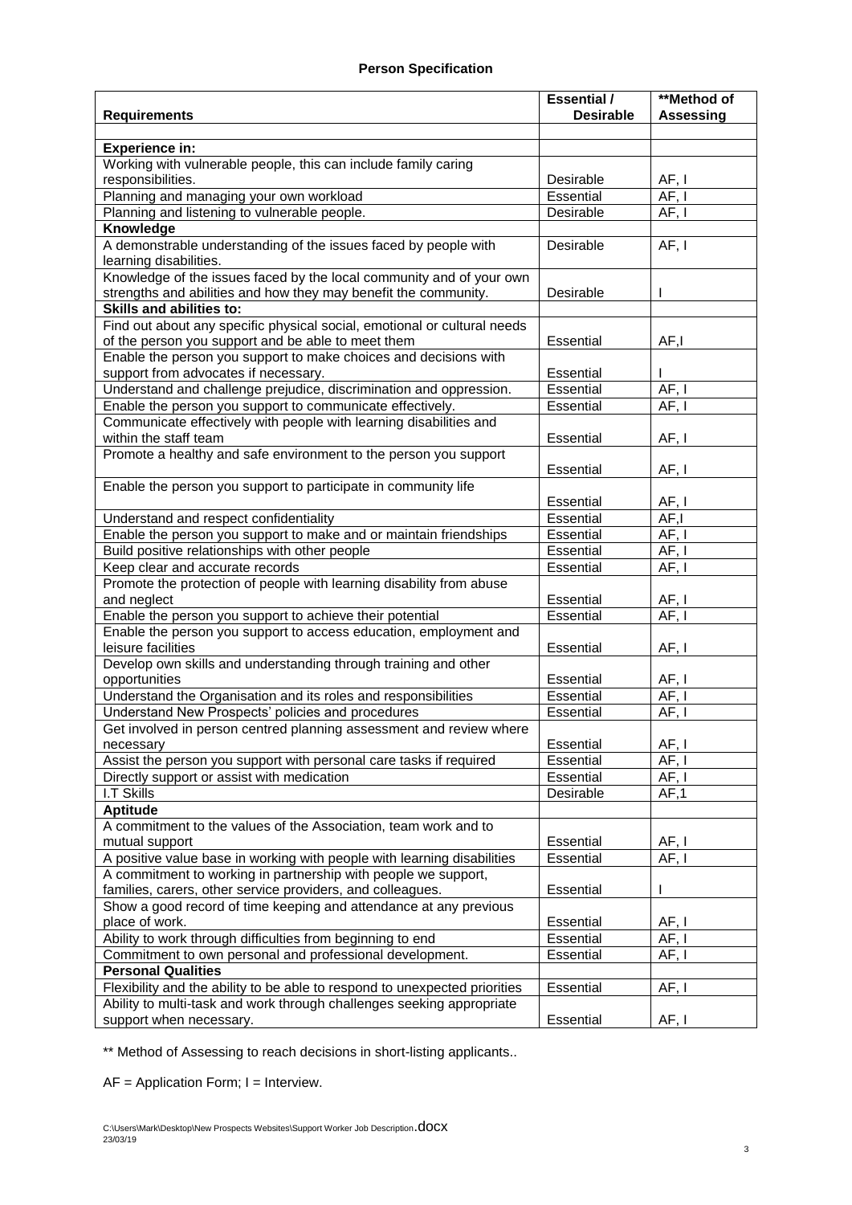**Person Specification**

| Requirements | Essential / Desirable | **Method of Assessing |
|---|---|---|
| | | |
| **Experience in:** | | |
| Working with vulnerable people, this can include family caring responsibilities. | Desirable | AF, I |
| Planning and managing your own workload | Essential | AF, I |
| Planning and listening to vulnerable people. | Desirable | AF, I |
| **Knowledge** | | |
| A demonstrable understanding of the issues faced by people with learning disabilities. | Desirable | AF, I |
| Knowledge of the issues faced by the local community and of your own strengths and abilities and how they may benefit the community. | Desirable | I |
| **Skills and abilities to:** | | |
| Find out about any specific physical social, emotional or cultural needs of the person you support and be able to meet them | Essential | AF,I |
| Enable the person you support to make choices and decisions with support from advocates if necessary. | Essential | I |
| Understand and challenge prejudice, discrimination and oppression. | Essential | AF, I |
| Enable the person you support to communicate effectively. | Essential | AF, I |
| Communicate effectively with people with learning disabilities and within the staff team | Essential | AF, I |
| Promote a healthy and safe environment to the person you support | Essential | AF, I |
| Enable the person you support to participate in community life | Essential | AF, I |
| Understand and respect confidentiality | Essential | AF,I |
| Enable the person you support to make and or maintain friendships | Essential | AF, I |
| Build positive relationships with other people | Essential | AF, I |
| Keep clear and accurate records | Essential | AF, I |
| Promote the protection of people with learning disability from abuse and neglect | Essential | AF, I |
| Enable the person you support to achieve their potential | Essential | AF, I |
| Enable the person you support to access education, employment and leisure facilities | Essential | AF, I |
| Develop own skills and understanding through training and other opportunities | Essential | AF, I |
| Understand the Organisation and its roles and responsibilities | Essential | AF, I |
| Understand New Prospects' policies and procedures | Essential | AF, I |
| Get involved in person centred planning assessment and review where necessary | Essential | AF, I |
| Assist the person you support with personal care tasks if required | Essential | AF, I |
| Directly support or assist with medication | Essential | AF, I |
| I.T Skills | Desirable | AF,1 |
| **Aptitude** | | |
| A commitment to the values of the Association, team work and to mutual support | Essential | AF, I |
| A positive value base in working with people with learning disabilities | Essential | AF, I |
| A commitment to working in partnership with people we support, families, carers, other service providers, and colleagues. | Essential | I |
| Show a good record of time keeping and attendance at any previous place of work. | Essential | AF, I |
| Ability to work through difficulties from beginning to end | Essential | AF, I |
| Commitment to own personal and professional development. | Essential | AF, I |
| **Personal Qualities** | | |
| Flexibility and the ability to be able to respond to unexpected priorities | Essential | AF, I |
| Ability to multi-task and work through challenges seeking appropriate support when necessary. | Essential | AF, I |

** Method of Assessing to reach decisions in short-listing applicants..

AF = Application Form; I = Interview.

C:\Users\Mark\Desktop\New Prospects Websites\Support Worker Job Description.docx
23/03/19